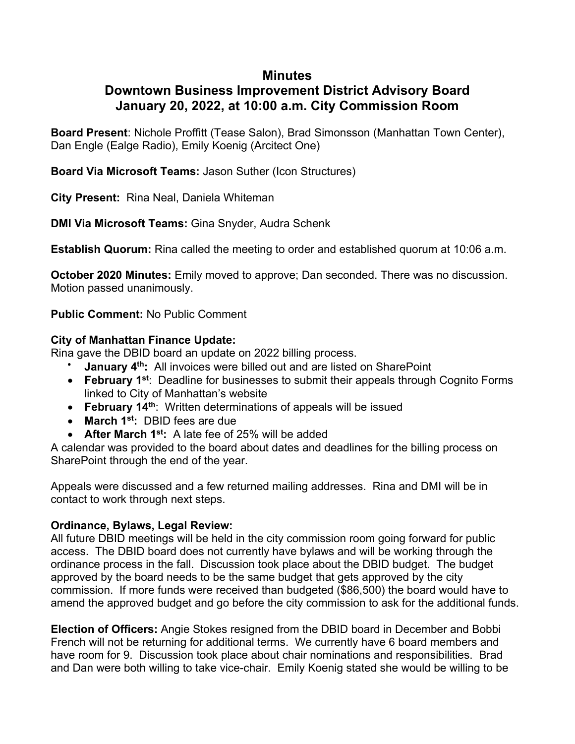# Minutes
## Downtown Business Improvement District Advisory Board
## January 20, 2022, at 10:00 a.m. City Commission Room

**Board Present**: Nichole Proffitt (Tease Salon), Brad Simonsson (Manhattan Town Center), Dan Engle (Ealge Radio), Emily Koenig (Arcitect One)

**Board Via Microsoft Teams:** Jason Suther (Icon Structures)

**City Present:** Rina Neal, Daniela Whiteman

**DMI Via Microsoft Teams:** Gina Snyder, Audra Schenk

**Establish Quorum:** Rina called the meeting to order and established quorum at 10:06 a.m.

**October 2020 Minutes:** Emily moved to approve; Dan seconded. There was no discussion. Motion passed unanimously.

**Public Comment:** No Public Comment

**City of Manhattan Finance Update:**
Rina gave the DBID board an update on 2022 billing process.

- **January 4th:** All invoices were billed out and are listed on SharePoint
- **February 1st**: Deadline for businesses to submit their appeals through Cognito Forms linked to City of Manhattan's website
- **February 14th**: Written determinations of appeals will be issued
- **March 1st:** DBID fees are due
- **After March 1st:** A late fee of 25% will be added

A calendar was provided to the board about dates and deadlines for the billing process on SharePoint through the end of the year.

Appeals were discussed and a few returned mailing addresses. Rina and DMI will be in contact to work through next steps.

**Ordinance, Bylaws, Legal Review:**
All future DBID meetings will be held in the city commission room going forward for public access. The DBID board does not currently have bylaws and will be working through the ordinance process in the fall. Discussion took place about the DBID budget. The budget approved by the board needs to be the same budget that gets approved by the city commission. If more funds were received than budgeted ($86,500) the board would have to amend the approved budget and go before the city commission to ask for the additional funds.

**Election of Officers:** Angie Stokes resigned from the DBID board in December and Bobbi French will not be returning for additional terms. We currently have 6 board members and have room for 9. Discussion took place about chair nominations and responsibilities. Brad and Dan were both willing to take vice-chair. Emily Koenig stated she would be willing to be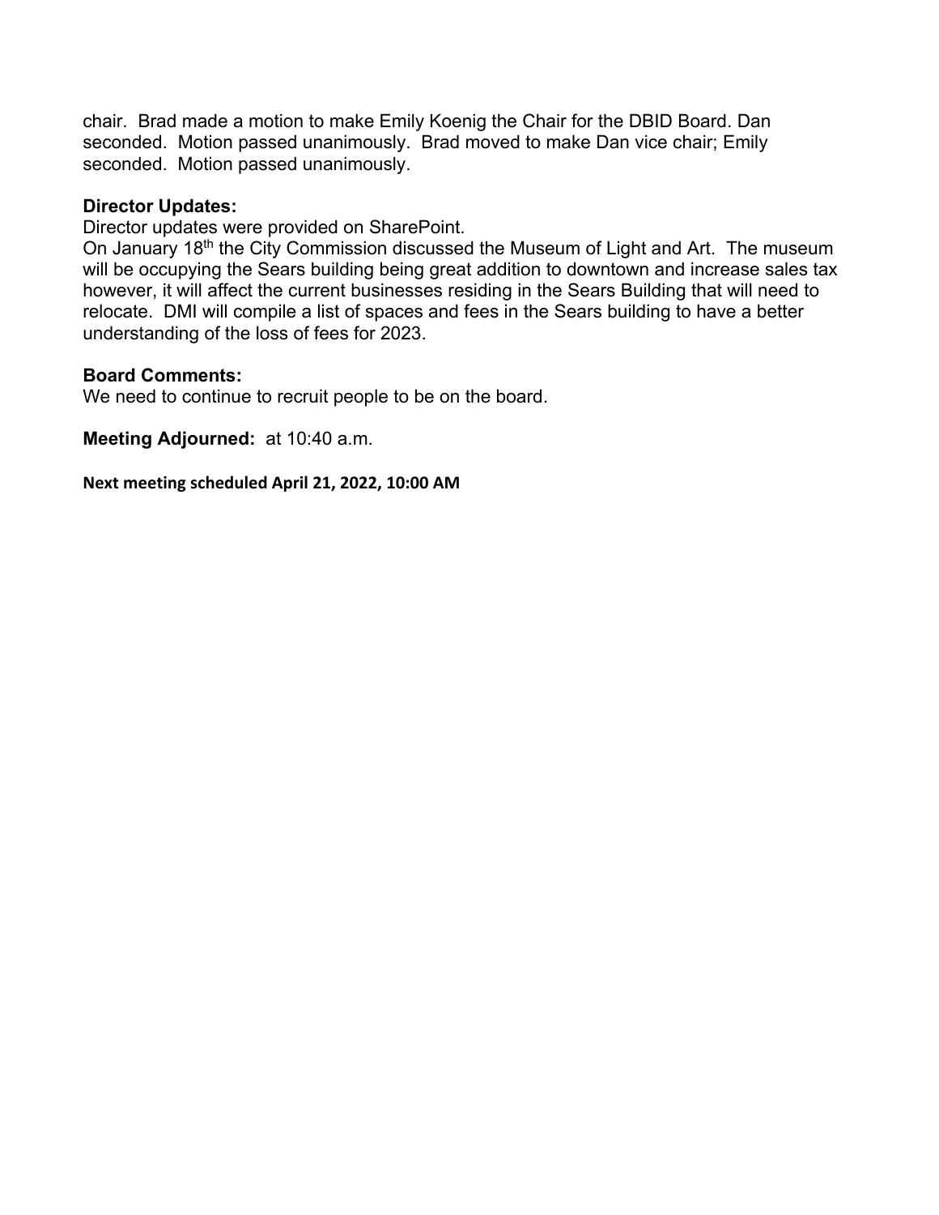chair.  Brad made a motion to make Emily Koenig the Chair for the DBID Board. Dan seconded.  Motion passed unanimously.  Brad moved to make Dan vice chair; Emily seconded.  Motion passed unanimously.

**Director Updates:**

Director updates were provided on SharePoint.

On January 18th the City Commission discussed the Museum of Light and Art.  The museum will be occupying the Sears building being great addition to downtown and increase sales tax however, it will affect the current businesses residing in the Sears Building that will need to relocate.  DMI will compile a list of spaces and fees in the Sears building to have a better understanding of the loss of fees for 2023.

**Board Comments:**

We need to continue to recruit people to be on the board.

**Meeting Adjourned:** at 10:40 a.m.

**Next meeting scheduled April 21, 2022, 10:00 AM**